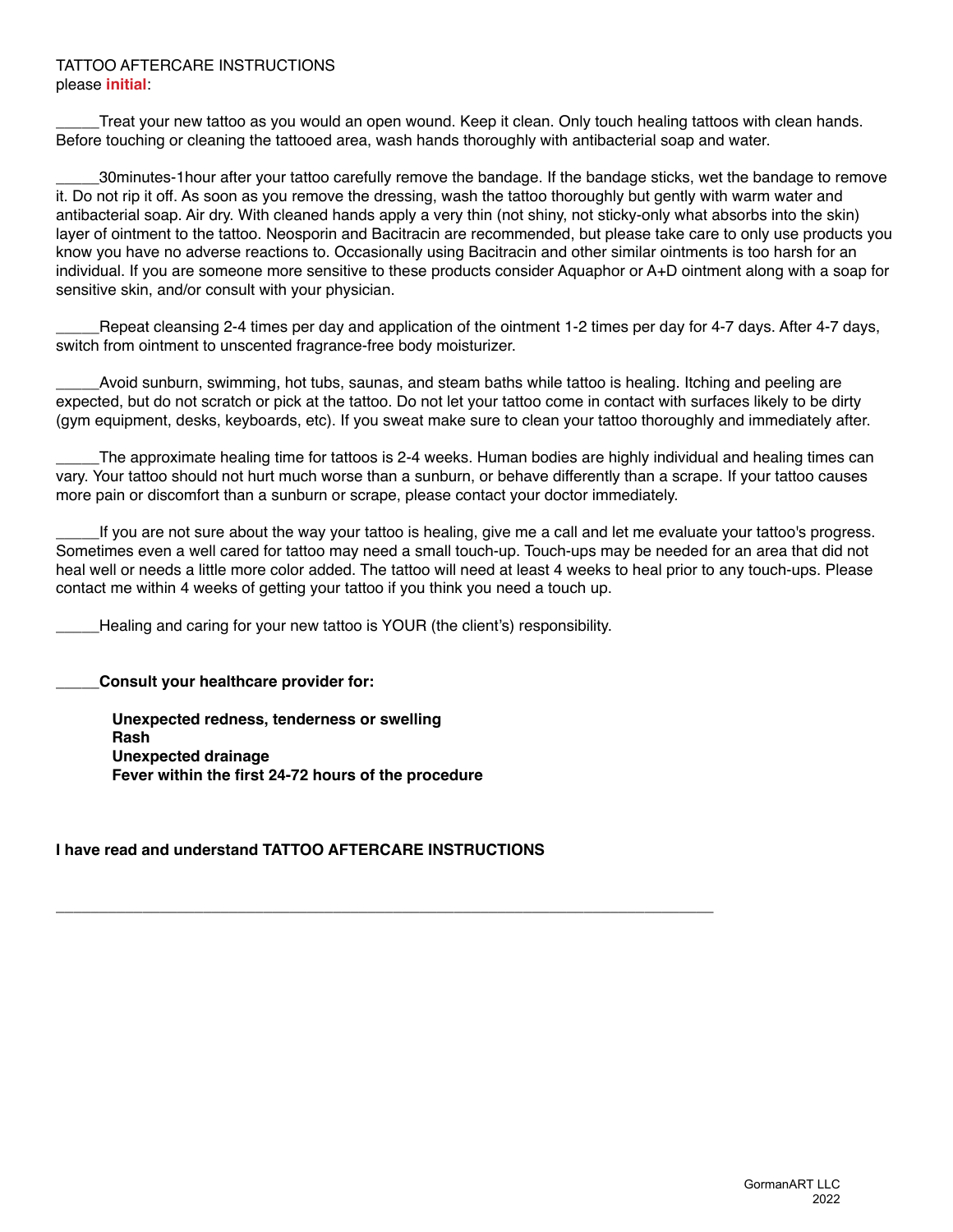TATTOO AFTERCARE INSTRUCTIONS
please **initial**:

_____Treat your new tattoo as you would an open wound. Keep it clean. Only touch healing tattoos with clean hands. Before touching or cleaning the tattooed area, wash hands thoroughly with antibacterial soap and water.

_____30minutes-1hour after your tattoo carefully remove the bandage. If the bandage sticks, wet the bandage to remove it. Do not rip it off. As soon as you remove the dressing, wash the tattoo thoroughly but gently with warm water and antibacterial soap. Air dry. With cleaned hands apply a very thin (not shiny, not sticky-only what absorbs into the skin) layer of ointment to the tattoo. Neosporin and Bacitracin are recommended, but please take care to only use products you know you have no adverse reactions to. Occasionally using Bacitracin and other similar ointments is too harsh for an individual. If you are someone more sensitive to these products consider Aquaphor or A+D ointment along with a soap for sensitive skin, and/or consult with your physician.

_____Repeat cleansing 2-4 times per day and application of the ointment 1-2 times per day for 4-7 days. After 4-7 days, switch from ointment to unscented fragrance-free body moisturizer.

_____Avoid sunburn, swimming, hot tubs, saunas, and steam baths while tattoo is healing. Itching and peeling are expected, but do not scratch or pick at the tattoo. Do not let your tattoo come in contact with surfaces likely to be dirty (gym equipment, desks, keyboards, etc). If you sweat make sure to clean your tattoo thoroughly and immediately after.

_____The approximate healing time for tattoos is 2-4 weeks. Human bodies are highly individual and healing times can vary. Your tattoo should not hurt much worse than a sunburn, or behave differently than a scrape. If your tattoo causes more pain or discomfort than a sunburn or scrape, please contact your doctor immediately.

_____If you are not sure about the way your tattoo is healing, give me a call and let me evaluate your tattoo's progress. Sometimes even a well cared for tattoo may need a small touch-up. Touch-ups may be needed for an area that did not heal well or needs a little more color added. The tattoo will need at least 4 weeks to heal prior to any touch-ups. Please contact me within 4 weeks of getting your tattoo if you think you need a touch up.

_____Healing and caring for your new tattoo is YOUR (the client's) responsibility.

_____**Consult your healthcare provider for:**

**Unexpected redness, tenderness or swelling**
**Rash**
**Unexpected drainage**
**Fever within the first 24-72 hours of the procedure**

**I have read and understand TATTOO AFTERCARE INSTRUCTIONS**

_______________________________________________________________________

GormanART LLC
2022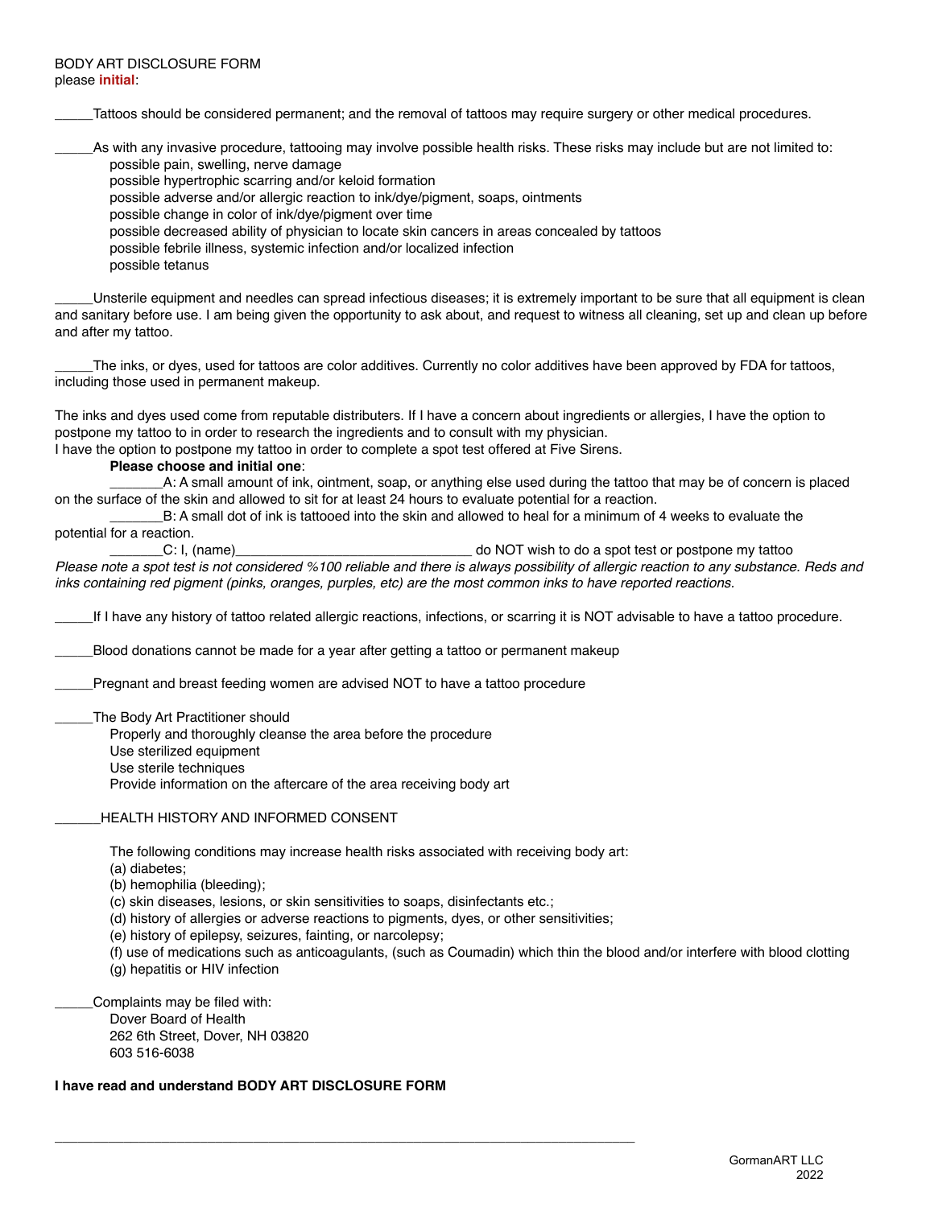BODY ART DISCLOSURE FORM
please **initial**:

_____Tattoos should be considered permanent; and the removal of tattoos may require surgery or other medical procedures.

_____As with any invasive procedure, tattooing may involve possible health risks. These risks may include but are not limited to:

- possible pain, swelling, nerve damage
- possible hypertrophic scarring and/or keloid formation
- possible adverse and/or allergic reaction to ink/dye/pigment, soaps, ointments
- possible change in color of ink/dye/pigment over time
- possible decreased ability of physician to locate skin cancers in areas concealed by tattoos
- possible febrile illness, systemic infection and/or localized infection
- possible tetanus

_____Unsterile equipment and needles can spread infectious diseases; it is extremely important to be sure that all equipment is clean and sanitary before use. I am being given the opportunity to ask about, and request to witness all cleaning, set up and clean up before and after my tattoo.

_____The inks, or dyes, used for tattoos are color additives. Currently no color additives have been approved by FDA for tattoos, including those used in permanent makeup.

The inks and dyes used come from reputable distributers. If I have a concern about ingredients or allergies, I have the option to postpone my tattoo to in order to research the ingredients and to consult with my physician.
I have the option to postpone my tattoo in order to complete a spot test offered at Five Sirens.

**Please choose and initial one**:

_______A: A small amount of ink, ointment, soap, or anything else used during the tattoo that may be of concern is placed on the surface of the skin and allowed to sit for at least 24 hours to evaluate potential for a reaction.

_______B: A small dot of ink is tattooed into the skin and allowed to heal for a minimum of 4 weeks to evaluate the potential for a reaction.

_______C: I, (name)________________________________ do NOT wish to do a spot test or postpone my tattoo

*Please note a spot test is not considered %100 reliable and there is always possibility of allergic reaction to any substance. Reds and inks containing red pigment (pinks, oranges, purples, etc) are the most common inks to have reported reactions.*

_____If I have any history of tattoo related allergic reactions, infections, or scarring it is NOT advisable to have a tattoo procedure.

_____Blood donations cannot be made for a year after getting a tattoo or permanent makeup

_____Pregnant and breast feeding women are advised NOT to have a tattoo procedure

_____The Body Art Practitioner should

- Properly and thoroughly cleanse the area before the procedure
- Use sterilized equipment
- Use sterile techniques
- Provide information on the aftercare of the area receiving body art

______HEALTH HISTORY AND INFORMED CONSENT

The following conditions may increase health risks associated with receiving body art:

(a) diabetes;
(b) hemophilia (bleeding);
(c) skin diseases, lesions, or skin sensitivities to soaps, disinfectants etc.;
(d) history of allergies or adverse reactions to pigments, dyes, or other sensitivities;
(e) history of epilepsy, seizures, fainting, or narcolepsy;
(f) use of medications such as anticoagulants, (such as Coumadin) which thin the blood and/or interfere with blood clotting
(g) hepatitis or HIV infection

_____Complaints may be filed with:

Dover Board of Health
262 6th Street, Dover, NH 03820
603 516-6038

**I have read and understand BODY ART DISCLOSURE FORM**

_______________________________________________________________________________

GormanART LLC
2022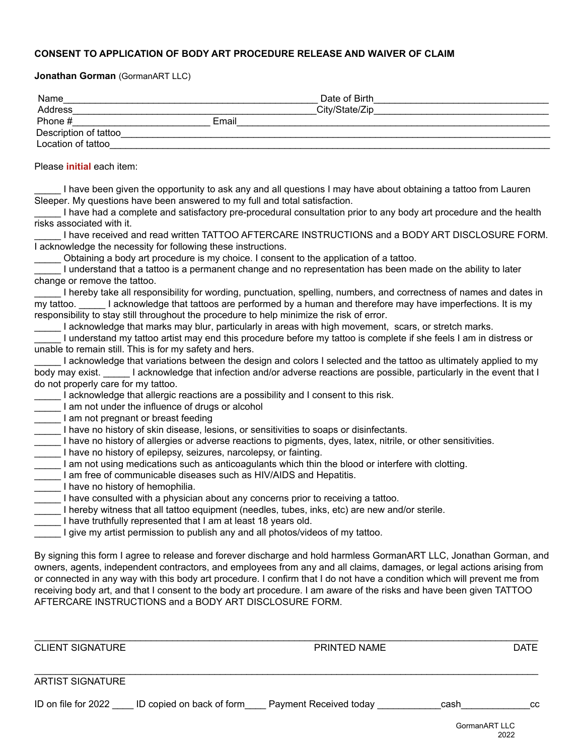**CONSENT TO APPLICATION OF BODY ART PROCEDURE RELEASE AND WAIVER OF CLAIM**

**Jonathan Gorman** (GormanART LLC)

Name_______________________________________________ Date of Birth_______________________________
Address______________________________________________City/State/Zip_______________________________
Phone #________________________ Email__________________________________________________________
Description of tattoo_______________________________________________________________________________
Location of tattoo_________________________________________________________________________________

Please **initial** each item:

_____ I have been given the opportunity to ask any and all questions I may have about obtaining a tattoo from Lauren Sleeper. My questions have been answered to my full and total satisfaction.
_____ I have had a complete and satisfactory pre-procedural consultation prior to any body art procedure and the health risks associated with it.
_____ I have received and read written TATTOO AFTERCARE INSTRUCTIONS and a BODY ART DISCLOSURE FORM. I acknowledge the necessity for following these instructions.
_____ Obtaining a body art procedure is my choice. I consent to the application of a tattoo.
_____ I understand that a tattoo is a permanent change and no representation has been made on the ability to later change or remove the tattoo.
_____ I hereby take all responsibility for wording, punctuation, spelling, numbers, and correctness of names and dates in my tattoo. _____ I acknowledge that tattoos are performed by a human and therefore may have imperfections. It is my responsibility to stay still throughout the procedure to help minimize the risk of error.
_____ I acknowledge that marks may blur, particularly in areas with high movement, scars, or stretch marks.
_____ I understand my tattoo artist may end this procedure before my tattoo is complete if she feels I am in distress or unable to remain still. This is for my safety and hers.
_____ I acknowledge that variations between the design and colors I selected and the tattoo as ultimately applied to my body may exist. _____ I acknowledge that infection and/or adverse reactions are possible, particularly in the event that I do not properly care for my tattoo.
_____ I acknowledge that allergic reactions are a possibility and I consent to this risk.
_____ I am not under the influence of drugs or alcohol
_____ I am not pregnant or breast feeding
_____ I have no history of skin disease, lesions, or sensitivities to soaps or disinfectants.
_____ I have no history of allergies or adverse reactions to pigments, dyes, latex, nitrile, or other sensitivities.
_____ I have no history of epilepsy, seizures, narcolepsy, or fainting.
_____ I am not using medications such as anticoagulants which thin the blood or interfere with clotting.
_____ I am free of communicable diseases such as HIV/AIDS and Hepatitis.
_____ I have no history of hemophilia.
_____ I have consulted with a physician about any concerns prior to receiving a tattoo.
_____ I hereby witness that all tattoo equipment (needles, tubes, inks, etc) are new and/or sterile.
_____ I have truthfully represented that I am at least 18 years old.
_____ I give my artist permission to publish any and all photos/videos of my tattoo.

By signing this form I agree to release and forever discharge and hold harmless GormanART LLC, Jonathan Gorman, and owners, agents, independent contractors, and employees from any and all claims, damages, or legal actions arising from or connected in any way with this body art procedure. I confirm that I do not have a condition which will prevent me from receiving body art, and that I consent to the body art procedure. I am aware of the risks and have been given TATTOO AFTERCARE INSTRUCTIONS and a BODY ART DISCLOSURE FORM.

_____________________________________________________________________________________________
CLIENT SIGNATURE PRINTED NAME DATE

_____________________________________________________________________________________________
ARTIST SIGNATURE

ID on file for 2022 ____ ID copied on back of form____ Payment Received today ____________cash_____________cc

GormanART LLC
2022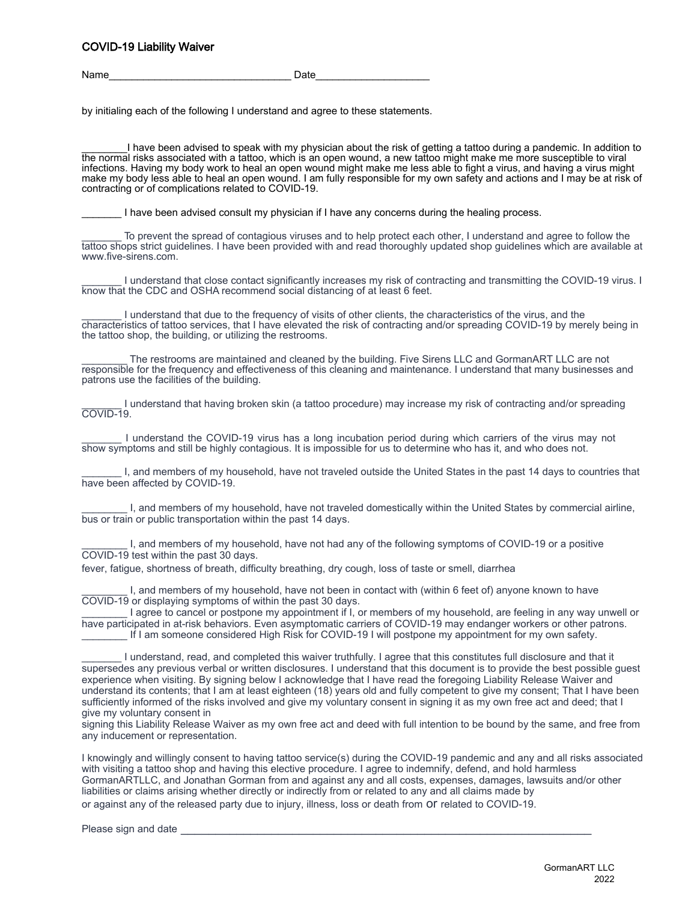## COVID-19 Liability Waiver

Name________________________________ Date____________________

by initialing each of the following I understand and agree to these statements.

________I have been advised to speak with my physician about the risk of getting a tattoo during a pandemic. In addition to the normal risks associated with a tattoo, which is an open wound, a new tattoo might make me more susceptible to viral infections. Having my body work to heal an open wound might make me less able to fight a virus, and having a virus might make my body less able to heal an open wound. I am fully responsible for my own safety and actions and I may be at risk of contracting or of complications related to COVID-19.

_______ I have been advised consult my physician if I have any concerns during the healing process.

_______ To prevent the spread of contagious viruses and to help protect each other, I understand and agree to follow the tattoo shops strict guidelines. I have been provided with and read thoroughly updated shop guidelines which are available at www.five-sirens.com.

_______ I understand that close contact significantly increases my risk of contracting and transmitting the COVID-19 virus. I know that the CDC and OSHA recommend social distancing of at least 6 feet.

_______ I understand that due to the frequency of visits of other clients, the characteristics of the virus, and the characteristics of tattoo services, that I have elevated the risk of contracting and/or spreading COVID-19 by merely being in the tattoo shop, the building, or utilizing the restrooms.

________ The restrooms are maintained and cleaned by the building. Five Sirens LLC and GormanART LLC are not responsible for the frequency and effectiveness of this cleaning and maintenance. I understand that many businesses and patrons use the facilities of the building.

_______ I understand that having broken skin (a tattoo procedure) may increase my risk of contracting and/or spreading COVID-19.

_______ I understand the COVID-19 virus has a long incubation period during which carriers of the virus may not show symptoms and still be highly contagious. It is impossible for us to determine who has it, and who does not.

_______ I, and members of my household, have not traveled outside the United States in the past 14 days to countries that have been affected by COVID-19.

________ I, and members of my household, have not traveled domestically within the United States by commercial airline, bus or train or public transportation within the past 14 days.

________ I, and members of my household, have not had any of the following symptoms of COVID-19 or a positive COVID-19 test within the past 30 days.
fever, fatigue, shortness of breath, difficulty breathing, dry cough, loss of taste or smell, diarrhea

________ I, and members of my household, have not been in contact with (within 6 feet of) anyone known to have COVID-19 or displaying symptoms of within the past 30 days.

________ I agree to cancel or postpone my appointment if I, or members of my household, are feeling in any way unwell or have participated in at-risk behaviors. Even asymptomatic carriers of COVID-19 may endanger workers or other patrons.

________ If I am someone considered High Risk for COVID-19 I will postpone my appointment for my own safety.

_______ I understand, read, and completed this waiver truthfully. I agree that this constitutes full disclosure and that it supersedes any previous verbal or written disclosures. I understand that this document is to provide the best possible guest experience when visiting. By signing below I acknowledge that I have read the foregoing Liability Release Waiver and understand its contents; that I am at least eighteen (18) years old and fully competent to give my consent; That I have been sufficiently informed of the risks involved and give my voluntary consent in signing it as my own free act and deed; that I give my voluntary consent in
signing this Liability Release Waiver as my own free act and deed with full intention to be bound by the same, and free from any inducement or representation.

I knowingly and willingly consent to having tattoo service(s) during the COVID-19 pandemic and any and all risks associated with visiting a tattoo shop and having this elective procedure. I agree to indemnify, defend, and hold harmless GormanARTLLC, and Jonathan Gorman from and against any and all costs, expenses, damages, lawsuits and/or other liabilities or claims arising whether directly or indirectly from or related to any and all claims made by
or against any of the released party due to injury, illness, loss or death from or related to COVID-19.

Please sign and date ____________________________________________________________________________

GormanART LLC
2022